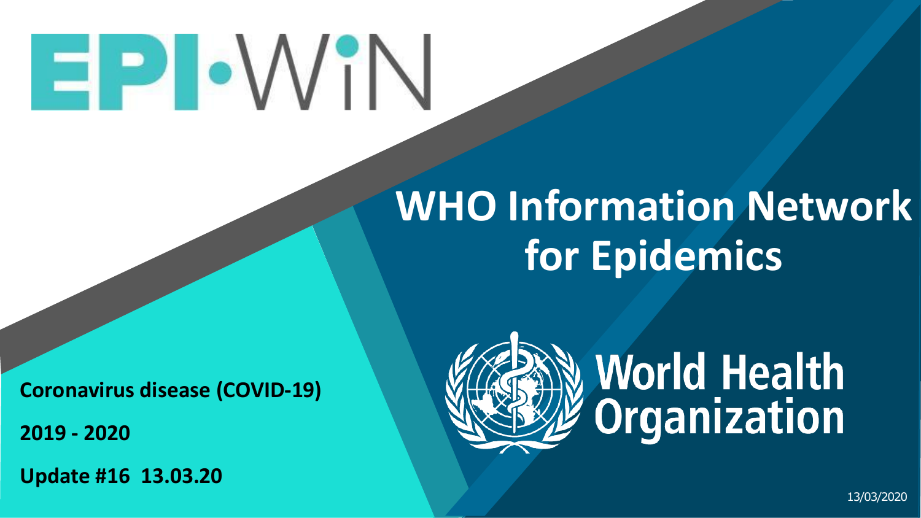# EPI·WiN

# WHO Information Network for Epidemics

World Health Organization

**Coronavirus disease (COVID-19)**

**2019 - 2020**

**Update #16 13.03.20**

13/03/2020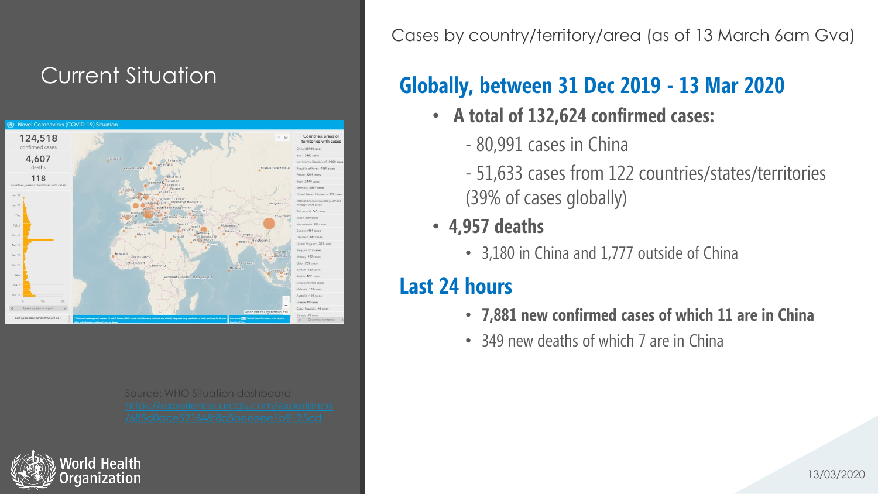# Current Situation

Source: WHO Situation dashboard
https://experience.arcgis.com/experience/685d0ace521648f8a5beeeee1b9125cd

Cases by country/territory/area (as of 13 March 6am Gva)

## Globally, between 31 Dec 2019 - 13 Mar 2020

- **A total of 132,624 confirmed cases:**
  - 80,991 cases in China
  - 51,633 cases from 122 countries/states/territories (39% of cases globally)
- **4,957 deaths**
  - 3,180 in China and 1,777 outside of China

## Last 24 hours

- **7,881 new confirmed cases of which 11 are in China**
- 349 new deaths of which 7 are in China

13/03/2020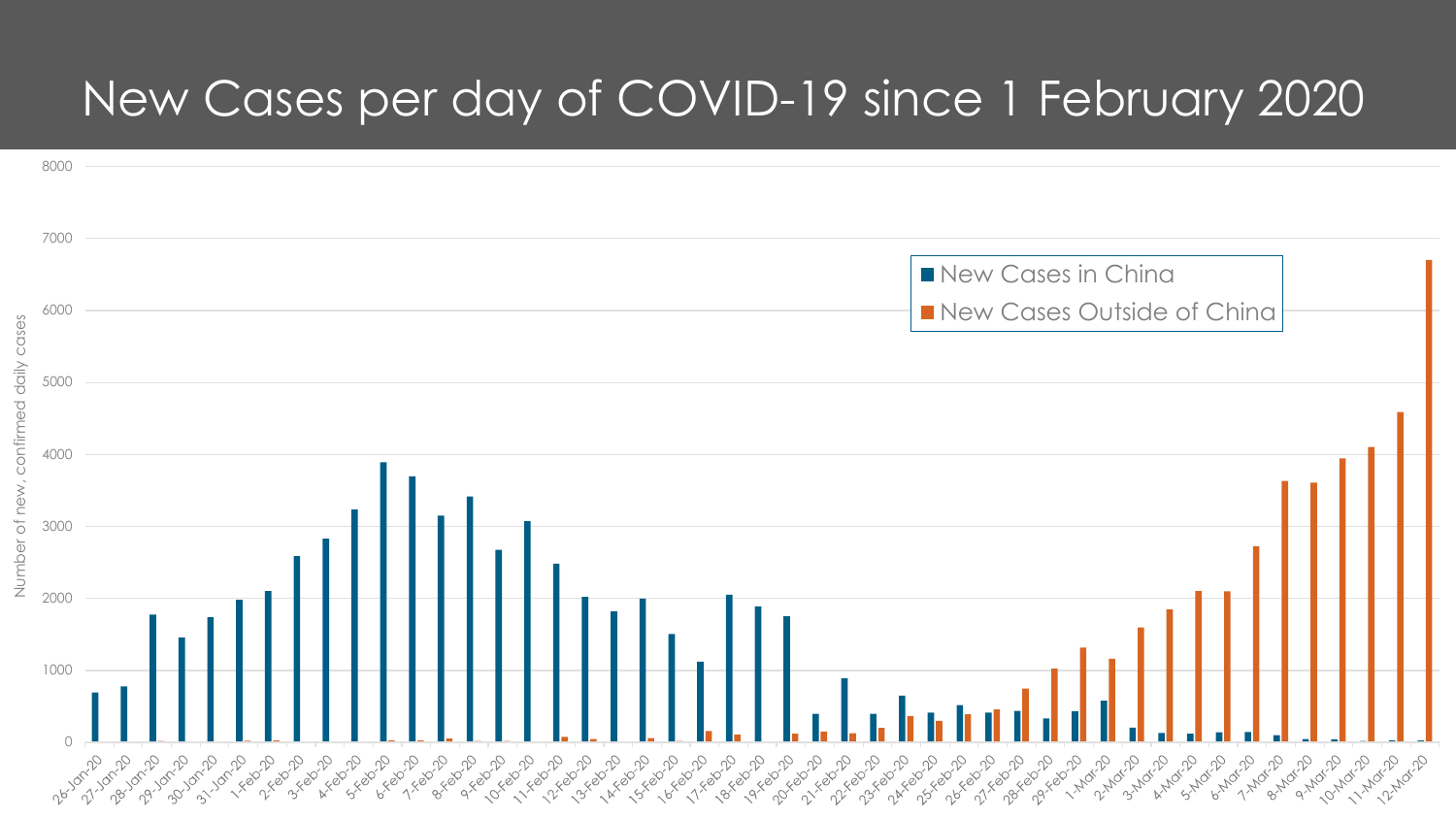# New Cases per day of COVID-19 since 1 February 2020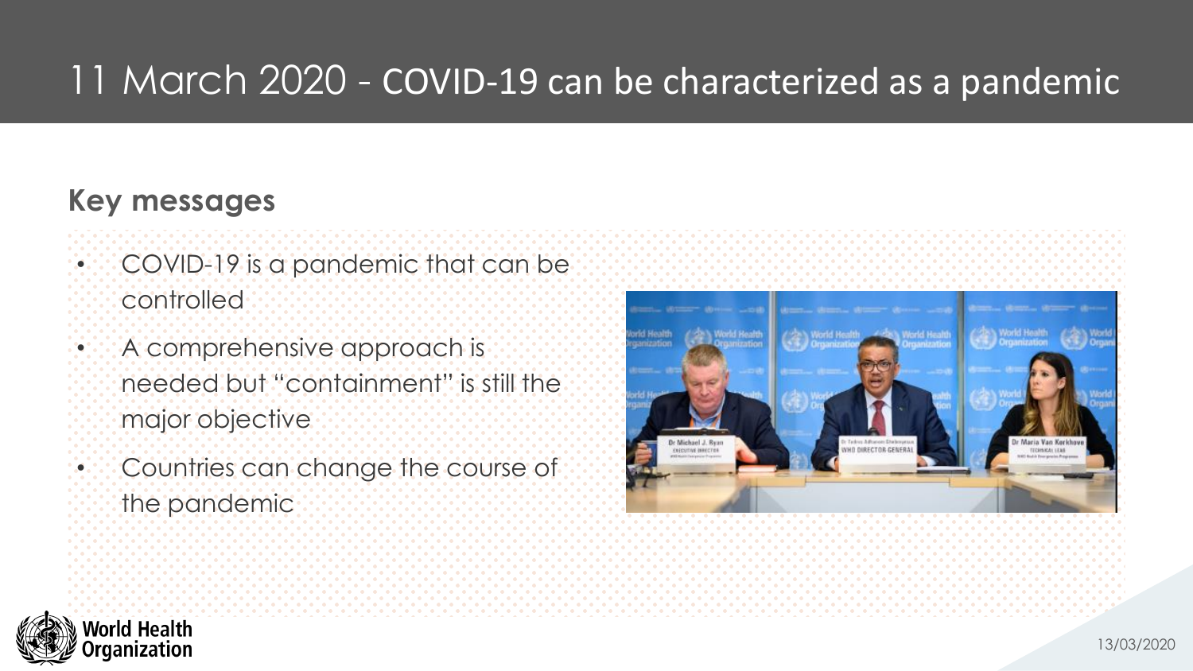# 11 March 2020 - COVID-19 can be characterized as a pandemic

## Key messages

- COVID-19 is a pandemic that can be controlled
- A comprehensive approach is needed but "containment" is still the major objective
- Countries can change the course of the pandemic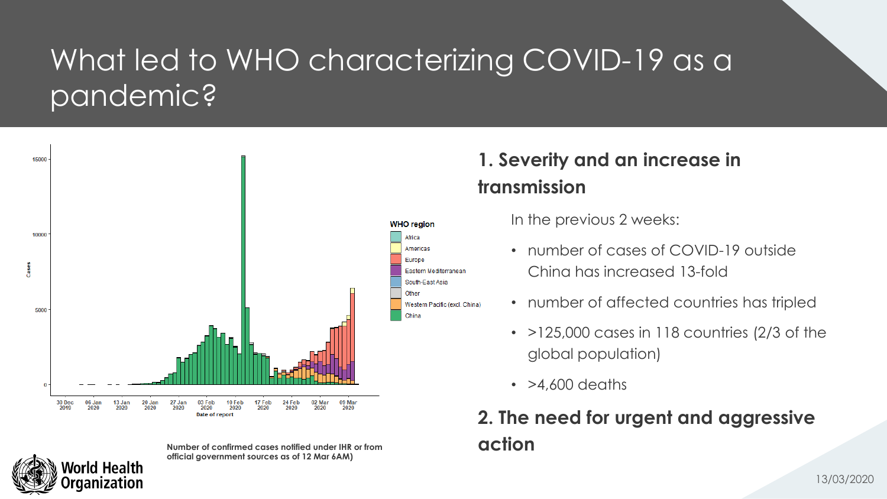# What led to WHO characterizing COVID-19 as a pandemic?

Number of confirmed cases notified under IHR or from official government sources as of 12 Mar 6AM)

## 1. Severity and an increase in transmission

In the previous 2 weeks:

- number of cases of COVID-19 outside China has increased 13-fold
- number of affected countries has tripled
- >125,000 cases in 118 countries (2/3 of the global population)
- >4,600 deaths

## 2. The need for urgent and aggressive action

13/03/2020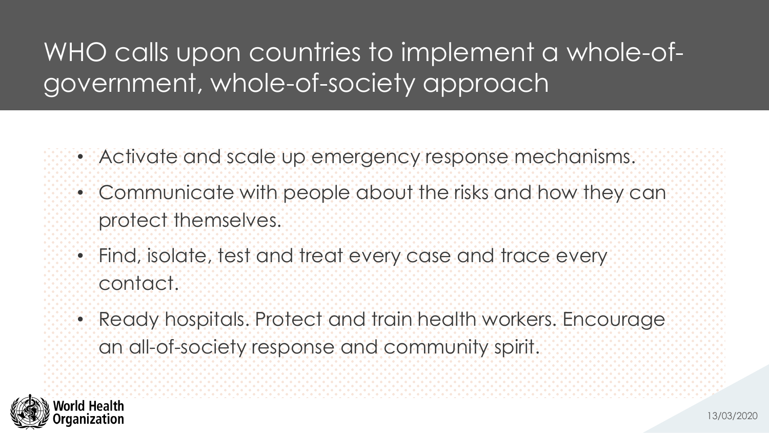# WHO calls upon countries to implement a whole-of-government, whole-of-society approach

- Activate and scale up emergency response mechanisms.
- Communicate with people about the risks and how they can protect themselves.
- Find, isolate, test and treat every case and trace every contact.
- Ready hospitals. Protect and train health workers. Encourage an all-of-society response and community spirit.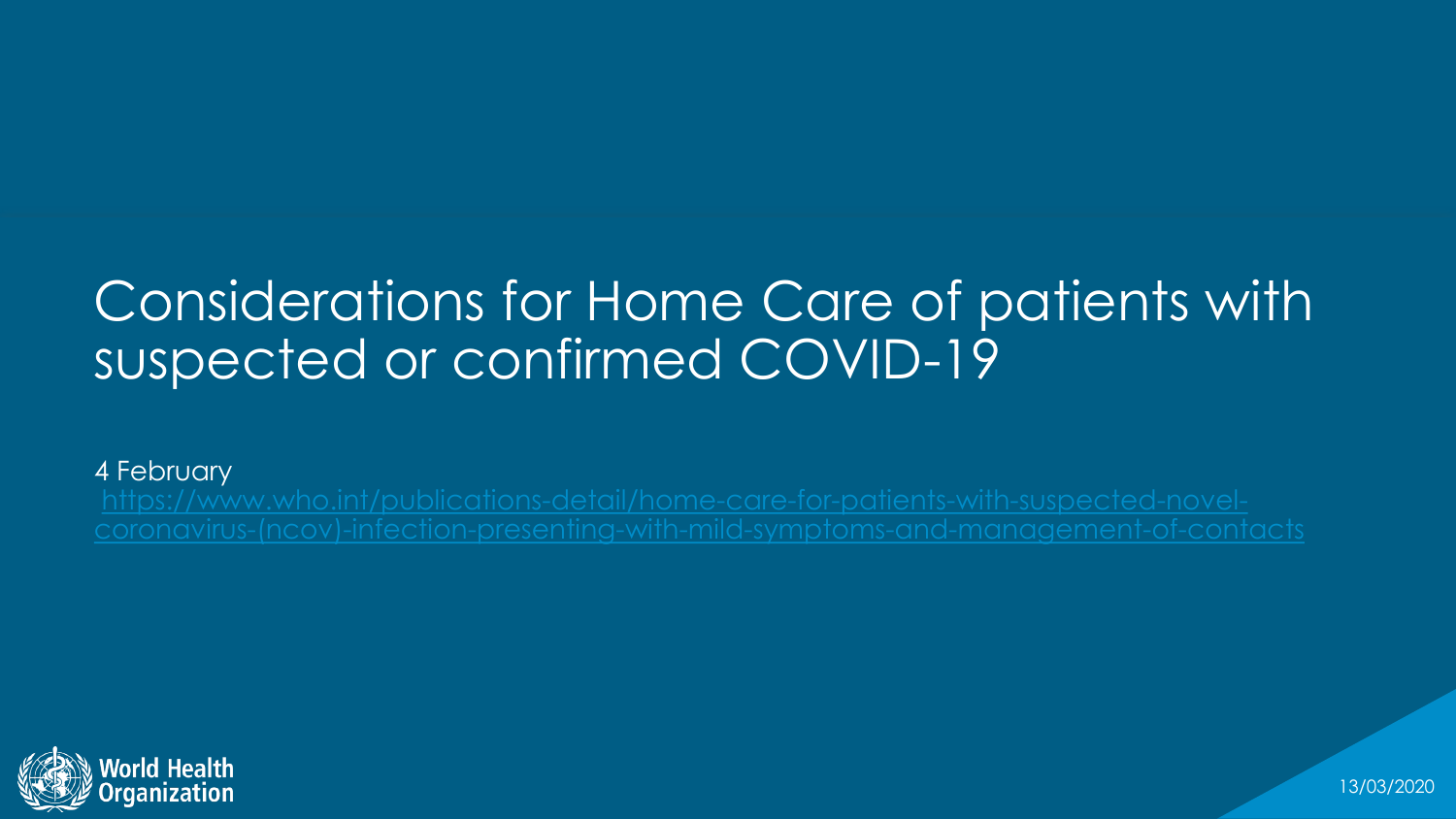# Considerations for Home Care of patients with suspected or confirmed COVID-19

4 February

https://www.who.int/publications-detail/home-care-for-patients-with-suspected-novel-coronavirus-(ncov)-infection-presenting-with-mild-symptoms-and-management-of-contacts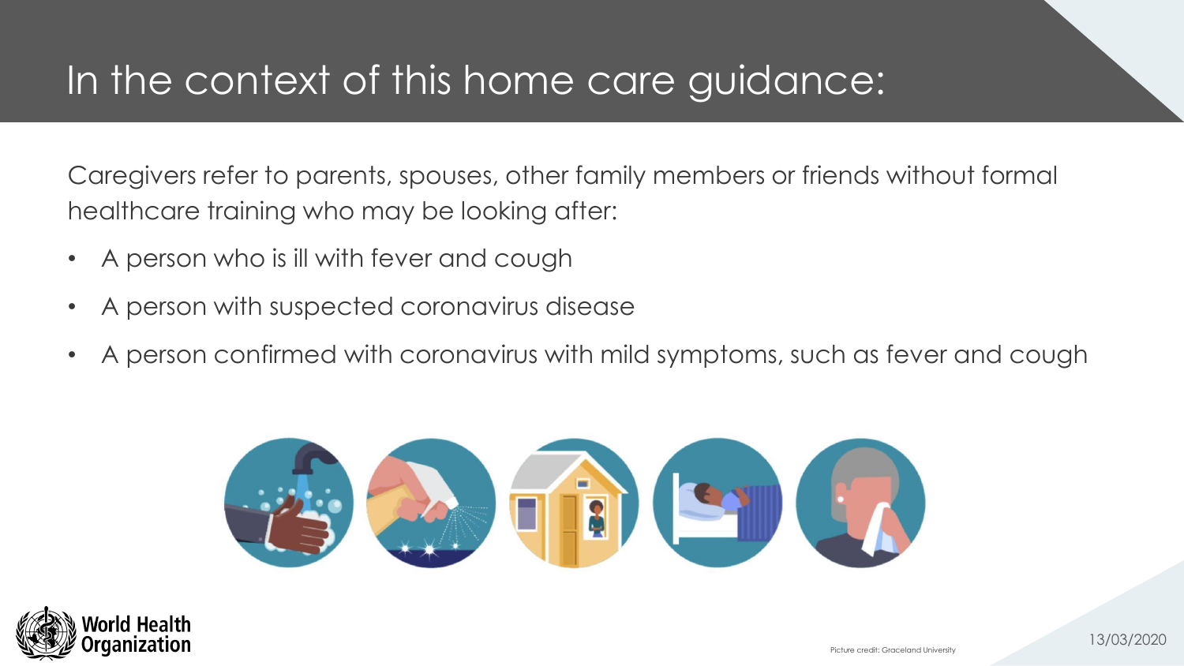# In the context of this home care guidance:

Caregivers refer to parents, spouses, other family members or friends without formal healthcare training who may be looking after:

- A person who is ill with fever and cough
- A person with suspected coronavirus disease
- A person confirmed with coronavirus with mild symptoms, such as fever and cough

Picture credit: Graceland University

13/03/2020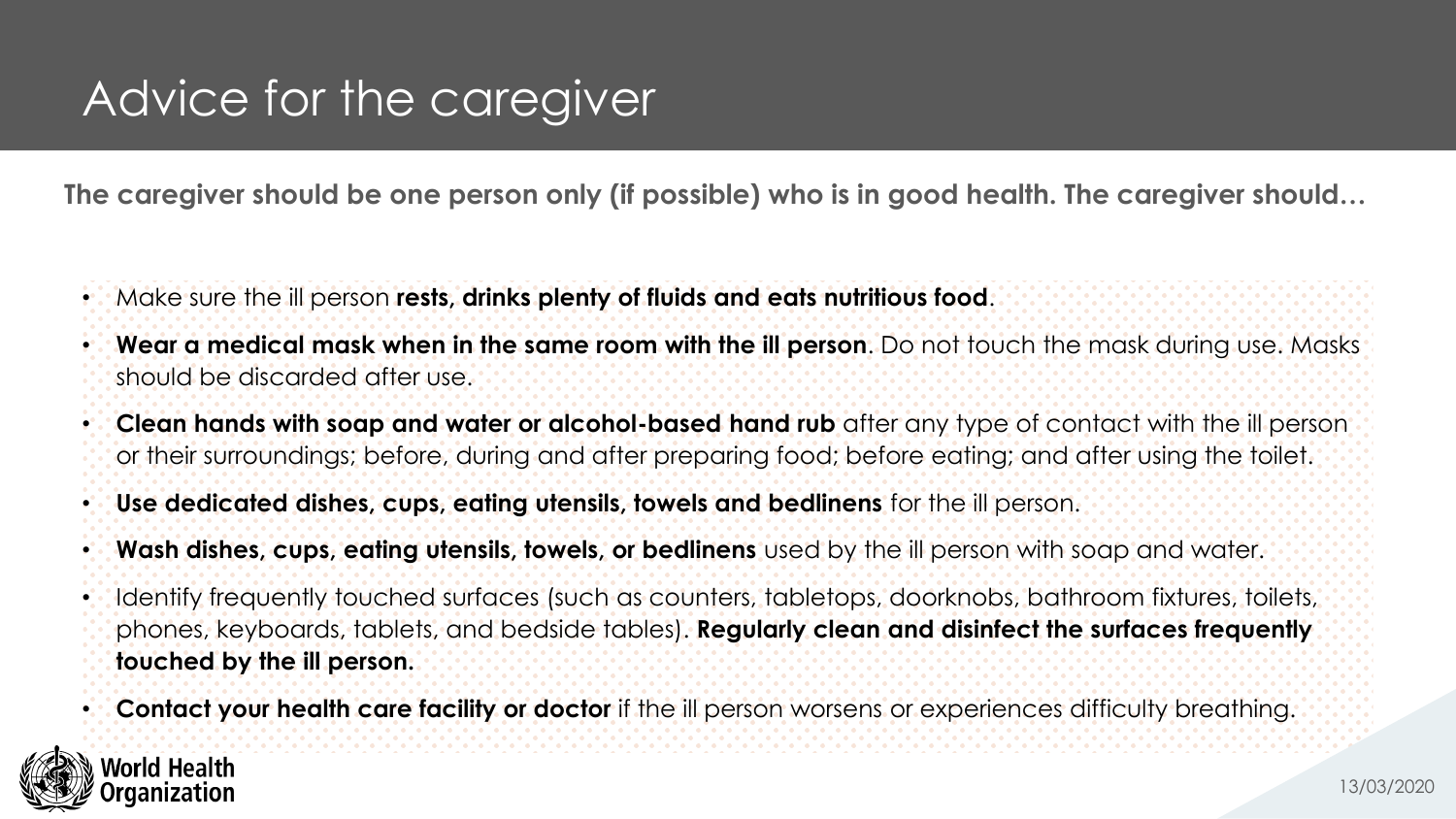# Advice for the caregiver

**The caregiver should be one person only (if possible) who is in good health. The caregiver should…**

- Make sure the ill person **rests, drinks plenty of fluids and eats nutritious food**.
- **Wear a medical mask when in the same room with the ill person**. Do not touch the mask during use. Masks should be discarded after use.
- **Clean hands with soap and water or alcohol-based hand rub** after any type of contact with the ill person or their surroundings; before, during and after preparing food; before eating; and after using the toilet.
- **Use dedicated dishes, cups, eating utensils, towels and bedlinens** for the ill person.
- **Wash dishes, cups, eating utensils, towels, or bedlinens** used by the ill person with soap and water.
- Identify frequently touched surfaces (such as counters, tabletops, doorknobs, bathroom fixtures, toilets, phones, keyboards, tablets, and bedside tables). **Regularly clean and disinfect the surfaces frequently touched by the ill person.**
- **Contact your health care facility or doctor** if the ill person worsens or experiences difficulty breathing.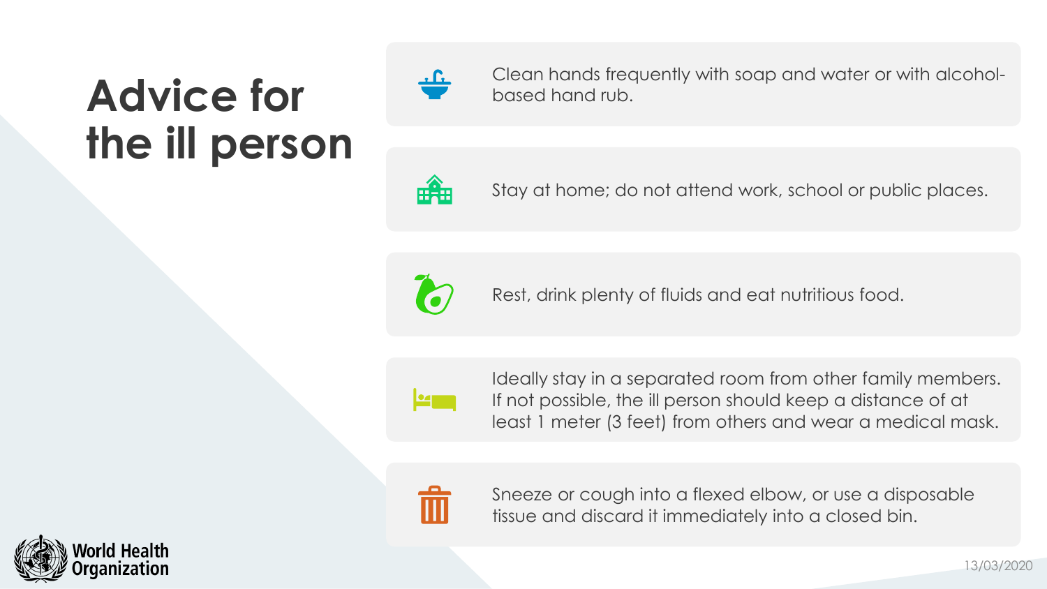# Advice for the ill person

- Clean hands frequently with soap and water or with alcohol-based hand rub.
- Stay at home; do not attend work, school or public places.
- Rest, drink plenty of fluids and eat nutritious food.
- Ideally stay in a separated room from other family members. If not possible, the ill person should keep a distance of at least 1 meter (3 feet) from others and wear a medical mask.
- Sneeze or cough into a flexed elbow, or use a disposable tissue and discard it immediately into a closed bin.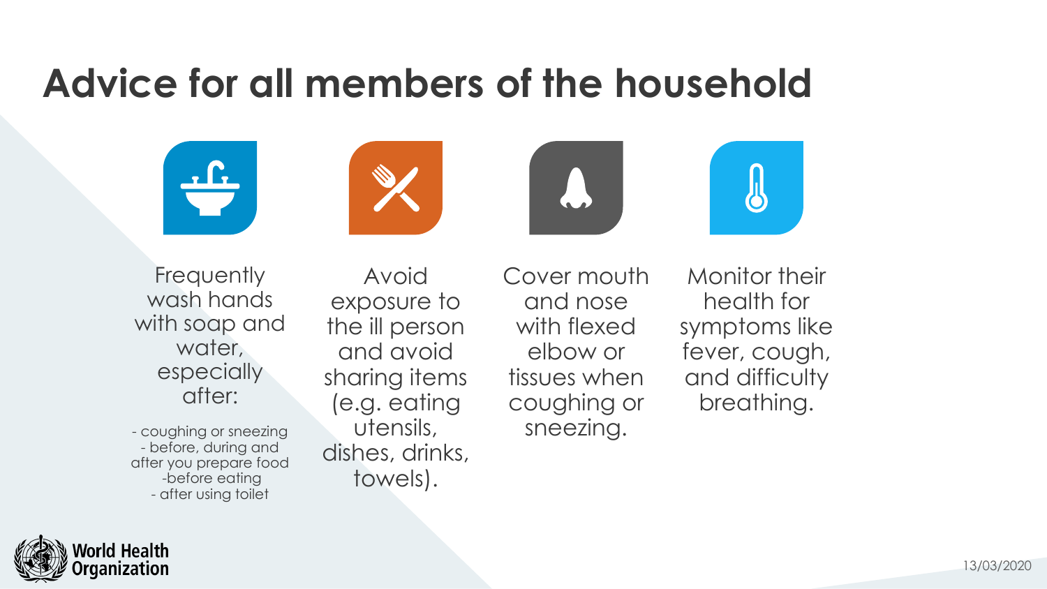# Advice for all members of the household

Frequently wash hands with soap and water, especially after:

- coughing or sneezing
- before, during and after you prepare food
- before eating
- after using toilet

Avoid exposure to the ill person and avoid sharing items (e.g. eating utensils, dishes, drinks, towels).

Cover mouth and nose with flexed elbow or tissues when coughing or sneezing.

Monitor their health for symptoms like fever, cough, and difficulty breathing.

World Health Organization

13/03/2020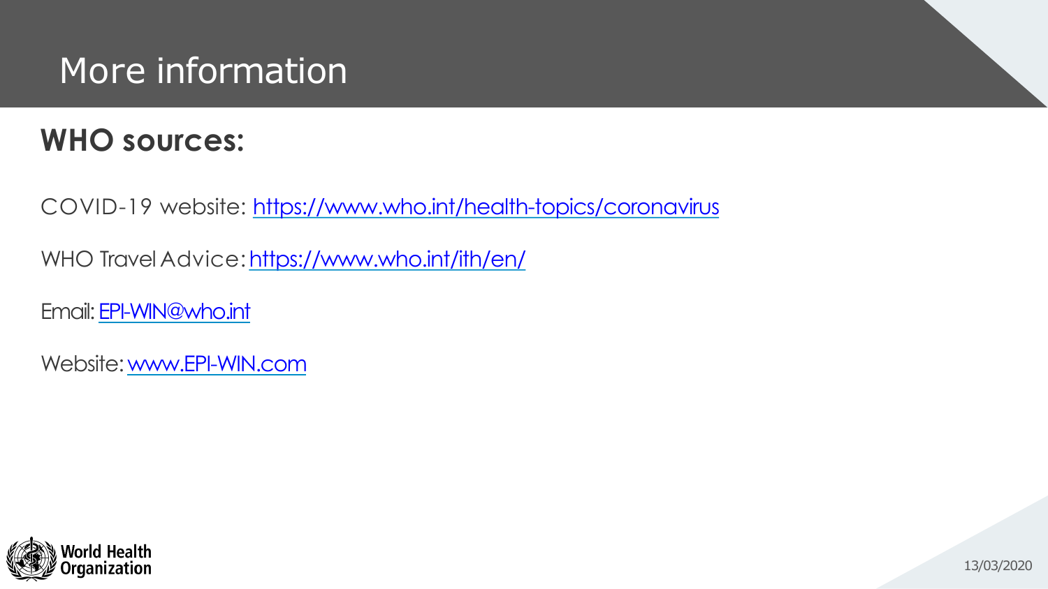# More information

## WHO sources:

COVID-19 website: https://www.who.int/health-topics/coronavirus

WHO Travel Advice: https://www.who.int/ith/en/

Email: EPI-WIN@who.int

Website: www.EPI-WIN.com

World Health Organization

13/03/2020